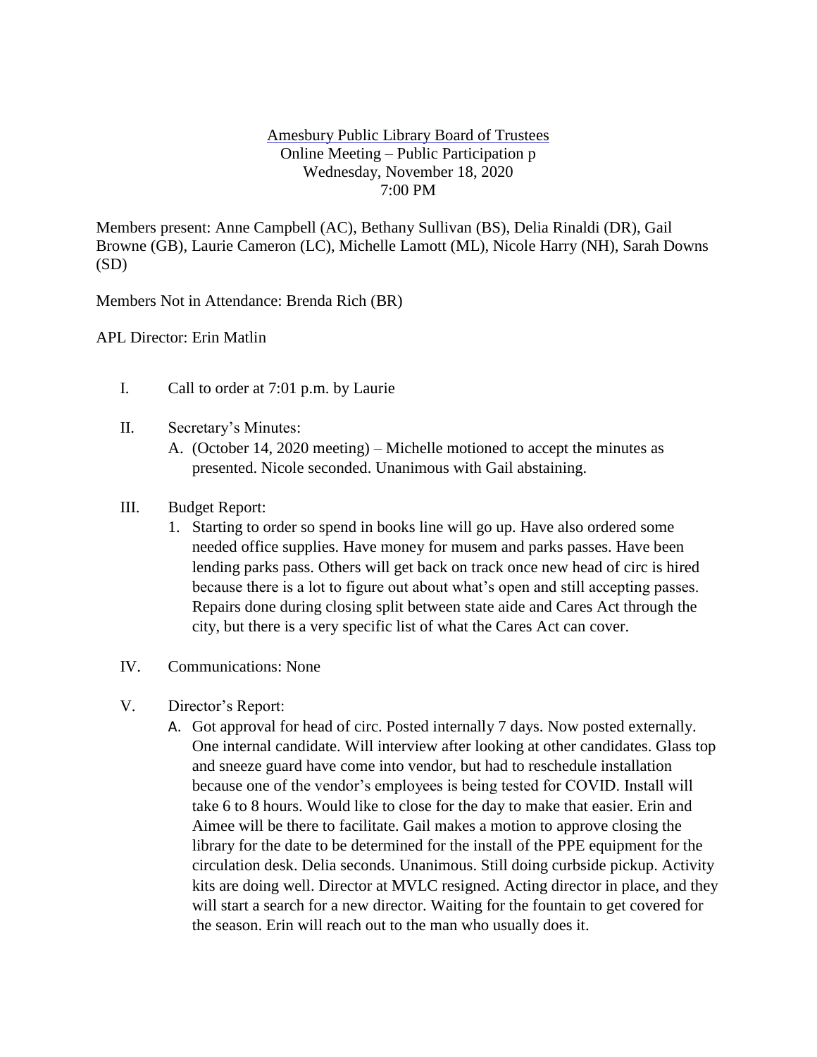Amesbury Public Library Board of Trustees
Online Meeting – Public Participation p
Wednesday, November 18, 2020
7:00 PM

Members present: Anne Campbell (AC), Bethany Sullivan (BS), Delia Rinaldi (DR), Gail Browne (GB), Laurie Cameron (LC), Michelle Lamott (ML), Nicole Harry (NH), Sarah Downs (SD)

Members Not in Attendance: Brenda Rich (BR)

APL Director: Erin Matlin

I. Call to order at 7:01 p.m. by Laurie

II. Secretary's Minutes:
   A. (October 14, 2020 meeting) – Michelle motioned to accept the minutes as presented. Nicole seconded. Unanimous with Gail abstaining.

III. Budget Report:
   1. Starting to order so spend in books line will go up. Have also ordered some needed office supplies. Have money for musem and parks passes. Have been lending parks pass. Others will get back on track once new head of circ is hired because there is a lot to figure out about what's open and still accepting passes. Repairs done during closing split between state aide and Cares Act through the city, but there is a very specific list of what the Cares Act can cover.

IV. Communications: None

V. Director's Report:
   A. Got approval for head of circ. Posted internally 7 days. Now posted externally. One internal candidate. Will interview after looking at other candidates. Glass top and sneeze guard have come into vendor, but had to reschedule installation because one of the vendor's employees is being tested for COVID. Install will take 6 to 8 hours. Would like to close for the day to make that easier. Erin and Aimee will be there to facilitate. Gail makes a motion to approve closing the library for the date to be determined for the install of the PPE equipment for the circulation desk. Delia seconds. Unanimous. Still doing curbside pickup. Activity kits are doing well. Director at MVLC resigned. Acting director in place, and they will start a search for a new director. Waiting for the fountain to get covered for the season. Erin will reach out to the man who usually does it.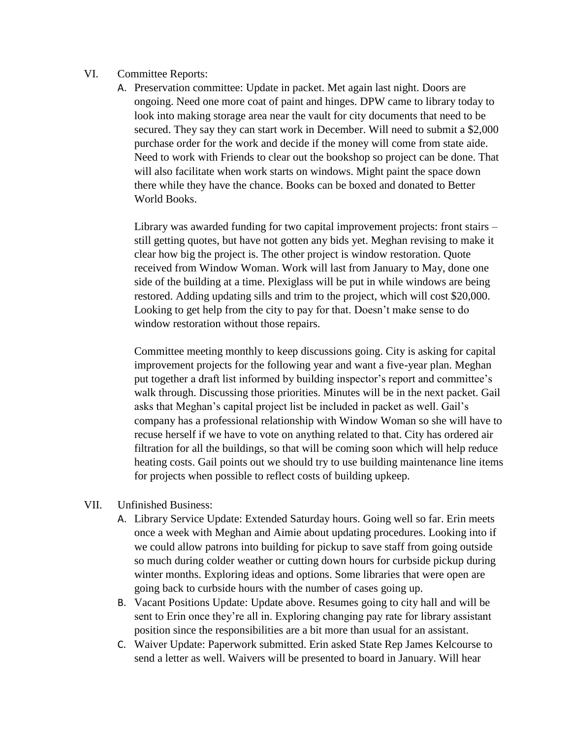VI. Committee Reports:

A. Preservation committee: Update in packet. Met again last night. Doors are ongoing. Need one more coat of paint and hinges. DPW came to library today to look into making storage area near the vault for city documents that need to be secured. They say they can start work in December. Will need to submit a $2,000 purchase order for the work and decide if the money will come from state aide. Need to work with Friends to clear out the bookshop so project can be done. That will also facilitate when work starts on windows. Might paint the space down there while they have the chance. Books can be boxed and donated to Better World Books.

   Library was awarded funding for two capital improvement projects: front stairs – still getting quotes, but have not gotten any bids yet. Meghan revising to make it clear how big the project is. The other project is window restoration. Quote received from Window Woman. Work will last from January to May, done one side of the building at a time. Plexiglass will be put in while windows are being restored. Adding updating sills and trim to the project, which will cost $20,000. Looking to get help from the city to pay for that. Doesn't make sense to do window restoration without those repairs.

   Committee meeting monthly to keep discussions going. City is asking for capital improvement projects for the following year and want a five-year plan. Meghan put together a draft list informed by building inspector's report and committee's walk through. Discussing those priorities. Minutes will be in the next packet. Gail asks that Meghan's capital project list be included in packet as well. Gail's company has a professional relationship with Window Woman so she will have to recuse herself if we have to vote on anything related to that. City has ordered air filtration for all the buildings, so that will be coming soon which will help reduce heating costs. Gail points out we should try to use building maintenance line items for projects when possible to reflect costs of building upkeep.

VII. Unfinished Business:

A. Library Service Update: Extended Saturday hours. Going well so far. Erin meets once a week with Meghan and Aimie about updating procedures. Looking into if we could allow patrons into building for pickup to save staff from going outside so much during colder weather or cutting down hours for curbside pickup during winter months. Exploring ideas and options. Some libraries that were open are going back to curbside hours with the number of cases going up.

B. Vacant Positions Update: Update above. Resumes going to city hall and will be sent to Erin once they're all in. Exploring changing pay rate for library assistant position since the responsibilities are a bit more than usual for an assistant.

C. Waiver Update: Paperwork submitted. Erin asked State Rep James Kelcourse to send a letter as well. Waivers will be presented to board in January. Will hear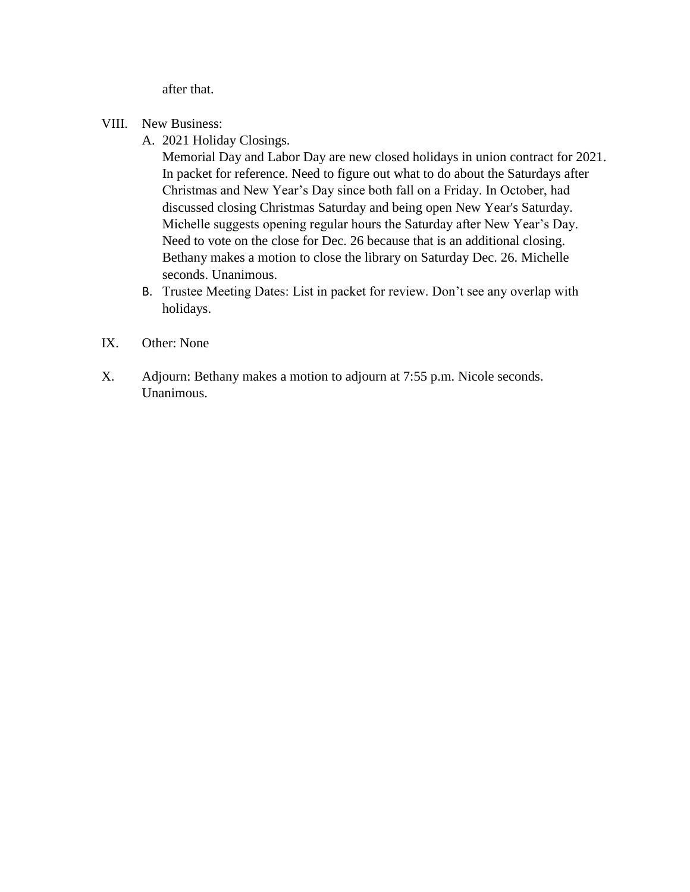after that.

VIII. New Business:

   A. 2021 Holiday Closings.
      Memorial Day and Labor Day are new closed holidays in union contract for 2021. In packet for reference. Need to figure out what to do about the Saturdays after Christmas and New Year's Day since both fall on a Friday. In October, had discussed closing Christmas Saturday and being open New Year's Saturday. Michelle suggests opening regular hours the Saturday after New Year's Day. Need to vote on the close for Dec. 26 because that is an additional closing. Bethany makes a motion to close the library on Saturday Dec. 26. Michelle seconds. Unanimous.

   B. Trustee Meeting Dates: List in packet for review. Don't see any overlap with holidays.

IX. Other: None

X. Adjourn: Bethany makes a motion to adjourn at 7:55 p.m. Nicole seconds. Unanimous.